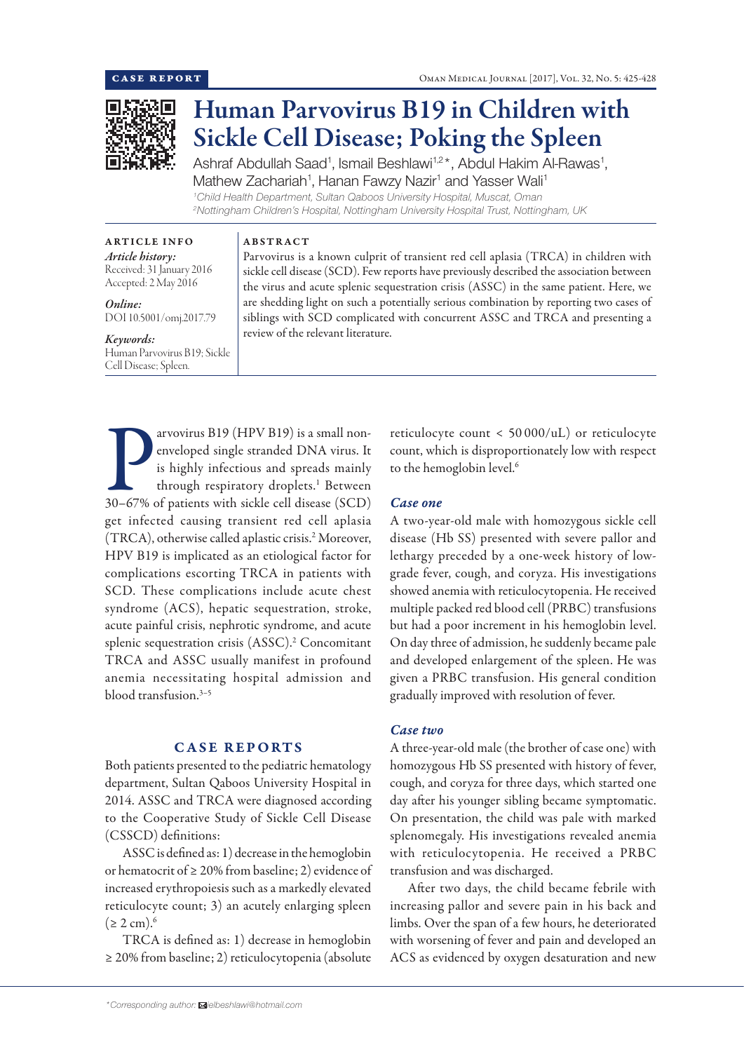CASE REPORT

# Human Parvovirus B19 in Children with Sickle Cell Disease; Poking the Spleen

Ashraf Abdullah Saad[1], Ismail Beshlawi[1,2]*, Abdul Hakim Al-Rawas[1], Mathew Zachariah[1], Hanan Fawzy Nazir[1] and Yasser Wali[1]

[1]*Child Health Department, Sultan Qaboos University Hospital, Muscat, Oman*
[2]*Nottingham Children's Hospital, Nottingham University Hospital Trust, Nottingham, UK*

**ARTICLE INFO**

*Article history:*
Received: 31 January 2016
Accepted: 2 May 2016

*Online:*
DOI 10.5001/omj.2017.79

*Keywords:*
Human Parvovirus B19; Sickle Cell Disease; Spleen.

**ABSTRACT**

Parvovirus is a known culprit of transient red cell aplasia (TRCA) in children with sickle cell disease (SCD). Few reports have previously described the association between the virus and acute splenic sequestration crisis (ASSC) in the same patient. Here, we are shedding light on such a potentially serious combination by reporting two cases of siblings with SCD complicated with concurrent ASSC and TRCA and presenting a review of the relevant literature.

Parvovirus B19 (HPV B19) is a small non-enveloped single stranded DNA virus. It is highly infectious and spreads mainly through respiratory droplets.[1] Between 30–67% of patients with sickle cell disease (SCD) get infected causing transient red cell aplasia (TRCA), otherwise called aplastic crisis.[2] Moreover, HPV B19 is implicated as an etiological factor for complications escorting TRCA in patients with SCD. These complications include acute chest syndrome (ACS), hepatic sequestration, stroke, acute painful crisis, nephrotic syndrome, and acute splenic sequestration crisis (ASSC).[2] Concomitant TRCA and ASSC usually manifest in profound anemia necessitating hospital admission and blood transfusion.[3–5]

## CASE REPORTS

Both patients presented to the pediatric hematology department, Sultan Qaboos University Hospital in 2014. ASSC and TRCA were diagnosed according to the Cooperative Study of Sickle Cell Disease (CSSCD) definitions:

ASSC is defined as: 1) decrease in the hemoglobin or hematocrit of ≥ 20% from baseline; 2) evidence of increased erythropoiesis such as a markedly elevated reticulocyte count; 3) an acutely enlarging spleen (≥ 2 cm).[6]

TRCA is defined as: 1) decrease in hemoglobin ≥ 20% from baseline; 2) reticulocytopenia (absolute reticulocyte count < 50 000/uL) or reticulocyte count, which is disproportionately low with respect to the hemoglobin level.[6]

### *Case one*

A two-year-old male with homozygous sickle cell disease (Hb SS) presented with severe pallor and lethargy preceded by a one-week history of low-grade fever, cough, and coryza. His investigations showed anemia with reticulocytopenia. He received multiple packed red blood cell (PRBC) transfusions but had a poor increment in his hemoglobin level. On day three of admission, he suddenly became pale and developed enlargement of the spleen. He was given a PRBC transfusion. His general condition gradually improved with resolution of fever.

### *Case two*

A three-year-old male (the brother of case one) with homozygous Hb SS presented with history of fever, cough, and coryza for three days, which started one day after his younger sibling became symptomatic. On presentation, the child was pale with marked splenomegaly. His investigations revealed anemia with reticulocytopenia. He received a PRBC transfusion and was discharged.

After two days, the child became febrile with increasing pallor and severe pain in his back and limbs. Over the span of a few hours, he deteriorated with worsening of fever and pain and developed an ACS as evidenced by oxygen desaturation and new

*Corresponding author: ielbeshlawi@hotmail.com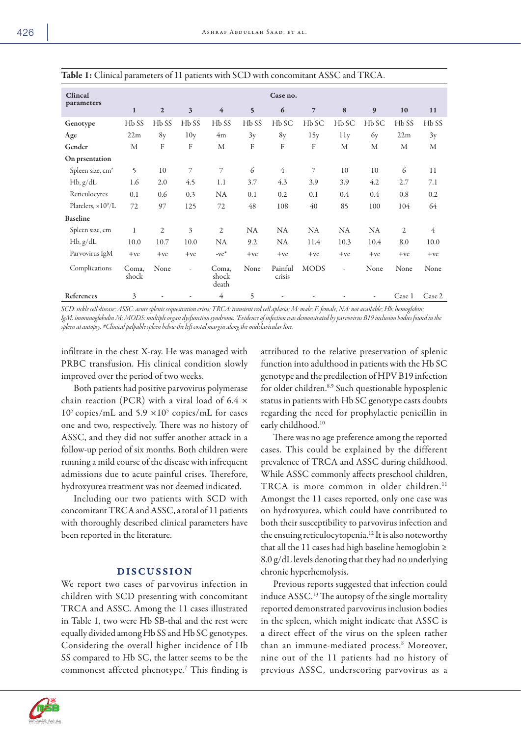**Table 1:** Clinical parameters of 11 patients with SCD with concomitant ASSC and TRCA.

| Clincal parameters | Case no. | | | | | | | | | | |
|---|---|---|---|---|---|---|---|---|---|---|---|
| | 1 | 2 | 3 | 4 | 5 | 6 | 7 | 8 | 9 | 10 | 11 |
| Genotype | Hb SS | Hb SS | Hb SS | Hb SS | Hb SS | Hb SC | Hb SC | Hb SC | Hb SC | Hb SS | Hb SS |
| Age | 22m | 8y | 10y | 4m | 3y | 8y | 15y | 11y | 6y | 22m | 3y |
| Gender | M | F | F | M | F | F | F | M | M | M | M |
| **On prsentation** | | | | | | | | | | | |
| Spleen size, cm# | 5 | 10 | 7 | 7 | 6 | 4 | 7 | 10 | 10 | 6 | 11 |
| Hb, g/dL | 1.6 | 2.0 | 4.5 | 1.1 | 3.7 | 4.3 | 3.9 | 3.9 | 4.2 | 2.7 | 7.1 |
| Reticulocytes | 0.1 | 0.6 | 0.3 | NA | 0.1 | 0.2 | 0.1 | 0.4 | 0.4 | 0.8 | 0.2 |
| Platelets, $\times 10^9$/L | 72 | 97 | 125 | 72 | 48 | 108 | 40 | 85 | 100 | 104 | 64 |
| **Baseline** | | | | | | | | | | | |
| Spleen size, cm | 1 | 2 | 3 | 2 | NA | NA | NA | NA | NA | 2 | 4 |
| Hb, g/dL | 10.0 | 10.7 | 10.0 | NA | 9.2 | NA | 11.4 | 10.3 | 10.4 | 8.0 | 10.0 |
| Parvovirus IgM | +ve | +ve | +ve | -ve* | +ve | +ve | +ve | +ve | +ve | +ve | +ve |
| Complications | Coma, shock | None | - | Coma, shock death | None | Painful crisis | MODS | - | None | None | None |
| References | 3 | - | - | 4 | 5 | - | - | - | - | Case 1 | Case 2 |

*SCD: sickle cell disease; ASSC: acute splenic sequestration crisis; TRCA: transient red cell aplasia; M: male; F: female; NA: not available; Hb: hemoglobin; IgM: immunoglobulin M; MODS: multiple organ dysfunction syndrome. \*Evidence of infection was demonstrated by parvovirus B19 inclusion bodies found in the spleen at autopsy. #Clinical palpable spleen below the left costal margin along the midclavicular line.*

infiltrate in the chest X-ray. He was managed with PRBC transfusion. His clinical condition slowly improved over the period of two weeks.

Both patients had positive parvovirus polymerase chain reaction (PCR) with a viral load of $6.4 \times 10^5$ copies/mL and $5.9 \times 10^5$ copies/mL for cases one and two, respectively. There was no history of ASSC, and they did not suffer another attack in a follow-up period of six months. Both children were running a mild course of the disease with infrequent admissions due to acute painful crises. Therefore, hydroxyurea treatment was not deemed indicated.

Including our two patients with SCD with concomitant TRCA and ASSC, a total of 11 patients with thoroughly described clinical parameters have been reported in the literature.

## DISCUSSION

We report two cases of parvovirus infection in children with SCD presenting with concomitant TRCA and ASSC. Among the 11 cases illustrated in Table 1, two were Hb SB-thal and the rest were equally divided among Hb SS and Hb SC genotypes. Considering the overall higher incidence of Hb SS compared to Hb SC, the latter seems to be the commonest affected phenotype.[7] This finding is attributed to the relative preservation of splenic function into adulthood in patients with the Hb SC genotype and the predilection of HPV B19 infection for older children.[8,9] Such questionable hyposplenic status in patients with Hb SC genotype casts doubts regarding the need for prophylactic penicillin in early childhood.[10]

There was no age preference among the reported cases. This could be explained by the different prevalence of TRCA and ASSC during childhood. While ASSC commonly affects preschool children, TRCA is more common in older children.[11] Amongst the 11 cases reported, only one case was on hydroxyurea, which could have contributed to both their susceptibility to parvovirus infection and the ensuing reticulocytopenia.[12] It is also noteworthy that all the 11 cases had high baseline hemoglobin ≥ 8.0 g/dL levels denoting that they had no underlying chronic hyperhemolysis.

Previous reports suggested that infection could induce ASSC.[13] The autopsy of the single mortality reported demonstrated parvovirus inclusion bodies in the spleen, which might indicate that ASSC is a direct effect of the virus on the spleen rather than an immune-mediated process.[8] Moreover, nine out of the 11 patients had no history of previous ASSC, underscoring parvovirus as a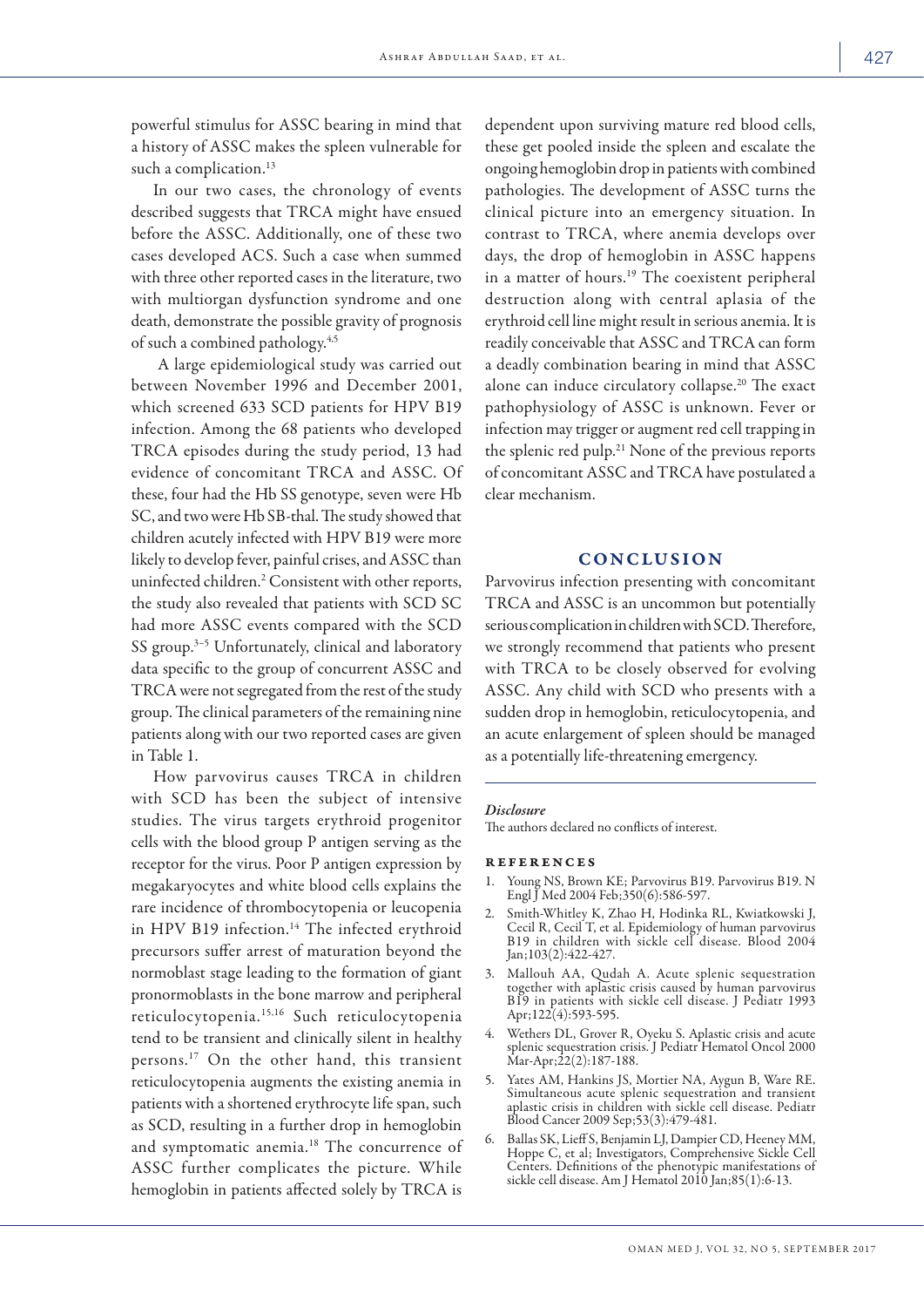powerful stimulus for ASSC bearing in mind that a history of ASSC makes the spleen vulnerable for such a complication.[13]

In our two cases, the chronology of events described suggests that TRCA might have ensued before the ASSC. Additionally, one of these two cases developed ACS. Such a case when summed with three other reported cases in the literature, two with multiorgan dysfunction syndrome and one death, demonstrate the possible gravity of prognosis of such a combined pathology.[4,5]

A large epidemiological study was carried out between November 1996 and December 2001, which screened 633 SCD patients for HPV B19 infection. Among the 68 patients who developed TRCA episodes during the study period, 13 had evidence of concomitant TRCA and ASSC. Of these, four had the Hb SS genotype, seven were Hb SC, and two were Hb SB-thal. The study showed that children acutely infected with HPV B19 were more likely to develop fever, painful crises, and ASSC than uninfected children.[2] Consistent with other reports, the study also revealed that patients with SCD SC had more ASSC events compared with the SCD SS group.[3–5] Unfortunately, clinical and laboratory data specific to the group of concurrent ASSC and TRCA were not segregated from the rest of the study group. The clinical parameters of the remaining nine patients along with our two reported cases are given in Table 1.

How parvovirus causes TRCA in children with SCD has been the subject of intensive studies. The virus targets erythroid progenitor cells with the blood group P antigen serving as the receptor for the virus. Poor P antigen expression by megakaryocytes and white blood cells explains the rare incidence of thrombocytopenia or leucopenia in HPV B19 infection.[14] The infected erythroid precursors suffer arrest of maturation beyond the normoblast stage leading to the formation of giant pronormoblasts in the bone marrow and peripheral reticulocytopenia.[15,16] Such reticulocytopenia tend to be transient and clinically silent in healthy persons.[17] On the other hand, this transient reticulocytopenia augments the existing anemia in patients with a shortened erythrocyte life span, such as SCD, resulting in a further drop in hemoglobin and symptomatic anemia.[18] The concurrence of ASSC further complicates the picture. While hemoglobin in patients affected solely by TRCA is dependent upon surviving mature red blood cells, these get pooled inside the spleen and escalate the ongoing hemoglobin drop in patients with combined pathologies. The development of ASSC turns the clinical picture into an emergency situation. In contrast to TRCA, where anemia develops over days, the drop of hemoglobin in ASSC happens in a matter of hours.[19] The coexistent peripheral destruction along with central aplasia of the erythroid cell line might result in serious anemia. It is readily conceivable that ASSC and TRCA can form a deadly combination bearing in mind that ASSC alone can induce circulatory collapse.[20] The exact pathophysiology of ASSC is unknown. Fever or infection may trigger or augment red cell trapping in the splenic red pulp.[21] None of the previous reports of concomitant ASSC and TRCA have postulated a clear mechanism.

## CONCLUSION

Parvovirus infection presenting with concomitant TRCA and ASSC is an uncommon but potentially serious complication in children with SCD. Therefore, we strongly recommend that patients who present with TRCA to be closely observed for evolving ASSC. Any child with SCD who presents with a sudden drop in hemoglobin, reticulocytopenia, and an acute enlargement of spleen should be managed as a potentially life-threatening emergency.

*Disclosure*

The authors declared no conflicts of interest.

### REFERENCES

1. Young NS, Brown KE; Parvovirus B19. Parvovirus B19. N Engl J Med 2004 Feb;350(6):586-597.
2. Smith-Whitley K, Zhao H, Hodinka RL, Kwiatkowski J, Cecil R, Cecil T, et al. Epidemiology of human parvovirus B19 in children with sickle cell disease. Blood 2004 Jan;103(2):422-427.
3. Mallouh AA, Qudah A. Acute splenic sequestration together with aplastic crisis caused by human parvovirus B19 in patients with sickle cell disease. J Pediatr 1993 Apr;122(4):593-595.
4. Wethers DL, Grover R, Oyeku S. Aplastic crisis and acute splenic sequestration crisis. J Pediatr Hematol Oncol 2000 Mar-Apr;22(2):187-188.
5. Yates AM, Hankins JS, Mortier NA, Aygun B, Ware RE. Simultaneous acute splenic sequestration and transient aplastic crisis in children with sickle cell disease. Pediatr Blood Cancer 2009 Sep;53(3):479-481.
6. Ballas SK, Lieff S, Benjamin LJ, Dampier CD, Heeney MM, Hoppe C, et al; Investigators, Comprehensive Sickle Cell Centers. Definitions of the phenotypic manifestations of sickle cell disease. Am J Hematol 2010 Jan;85(1):6-13.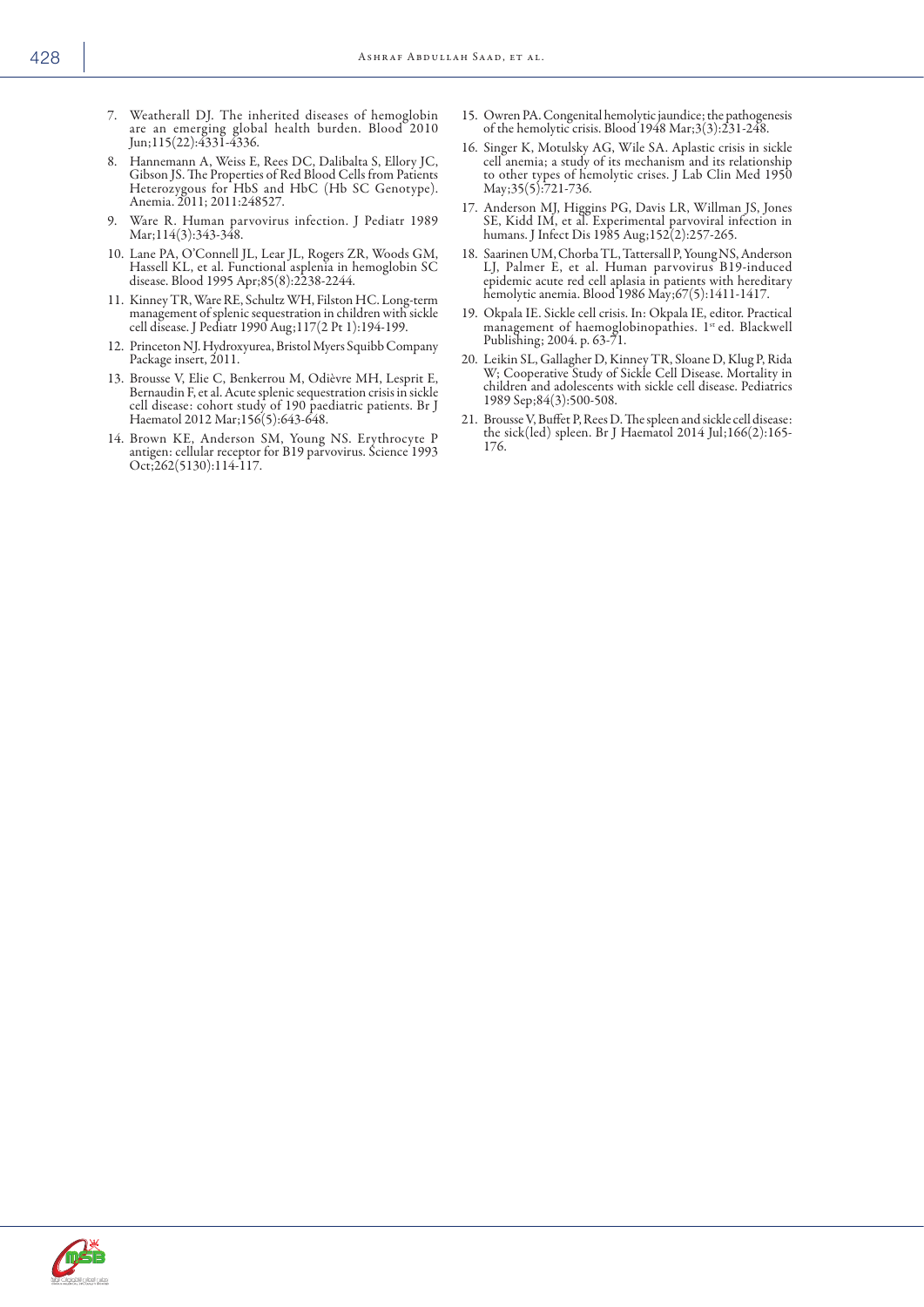7. Weatherall DJ. The inherited diseases of hemoglobin are an emerging global health burden. Blood 2010 Jun;115(22):4331-4336.
8. Hannemann A, Weiss E, Rees DC, Dalibalta S, Ellory JC, Gibson JS. The Properties of Red Blood Cells from Patients Heterozygous for HbS and HbC (Hb SC Genotype). Anemia. 2011; 2011:248527.
9. Ware R. Human parvovirus infection. J Pediatr 1989 Mar;114(3):343-348.
10. Lane PA, O'Connell JL, Lear JL, Rogers ZR, Woods GM, Hassell KL, et al. Functional asplenia in hemoglobin SC disease. Blood 1995 Apr;85(8):2238-2244.
11. Kinney TR, Ware RE, Schultz WH, Filston HC. Long-term management of splenic sequestration in children with sickle cell disease. J Pediatr 1990 Aug;117(2 Pt 1):194-199.
12. Princeton NJ. Hydroxyurea, Bristol Myers Squibb Company Package insert, 2011.
13. Brousse V, Elie C, Benkerrou M, Odièvre MH, Lesprit E, Bernaudin F, et al. Acute splenic sequestration crisis in sickle cell disease: cohort study of 190 paediatric patients. Br J Haematol 2012 Mar;156(5):643-648.
14. Brown KE, Anderson SM, Young NS. Erythrocyte P antigen: cellular receptor for B19 parvovirus. Science 1993 Oct;262(5130):114-117.
15. Owren PA. Congenital hemolytic jaundice; the pathogenesis of the hemolytic crisis. Blood 1948 Mar;3(3):231-248.
16. Singer K, Motulsky AG, Wile SA. Aplastic crisis in sickle cell anemia; a study of its mechanism and its relationship to other types of hemolytic crises. J Lab Clin Med 1950 May;35(5):721-736.
17. Anderson MJ, Higgins PG, Davis LR, Willman JS, Jones SE, Kidd IM, et al. Experimental parvoviral infection in humans. J Infect Dis 1985 Aug;152(2):257-265.
18. Saarinen UM, Chorba TL, Tattersall P, Young NS, Anderson LJ, Palmer E, et al. Human parvovirus B19-induced epidemic acute red cell aplasia in patients with hereditary hemolytic anemia. Blood 1986 May;67(5):1411-1417.
19. Okpala IE. Sickle cell crisis. In: Okpala IE, editor. Practical management of haemoglobinopathies. 1st ed. Blackwell Publishing; 2004. p. 63-71.
20. Leikin SL, Gallagher D, Kinney TR, Sloane D, Klug P, Rida W; Cooperative Study of Sickle Cell Disease. Mortality in children and adolescents with sickle cell disease. Pediatrics 1989 Sep;84(3):500-508.
21. Brousse V, Buffet P, Rees D. The spleen and sickle cell disease: the sick(led) spleen. Br J Haematol 2014 Jul;166(2):165-176.